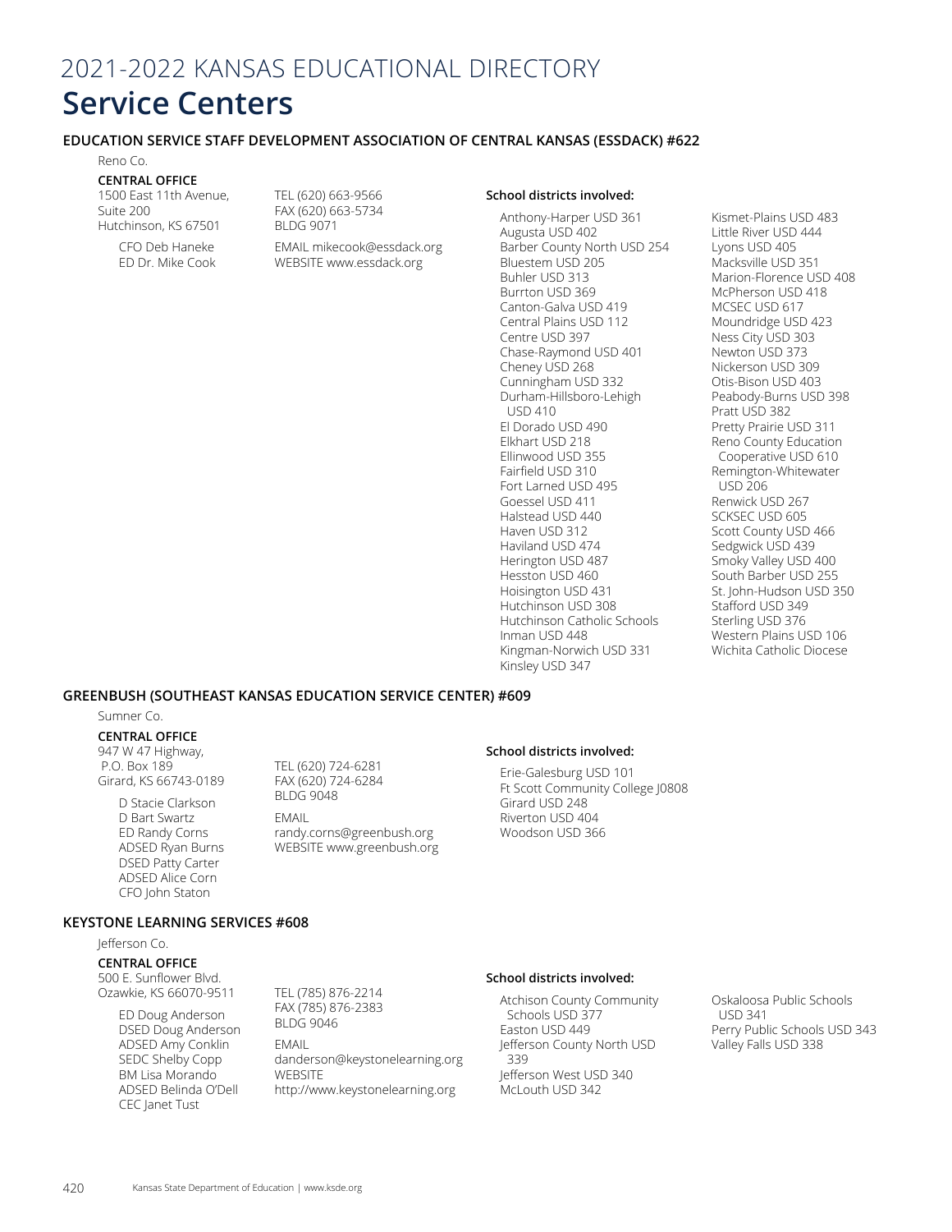# 2021-2022 KANSAS EDUCATIONAL DIRECTORY

# Service Centers

### EDUCATION SERVICE STAFF DEVELOPMENT ASSOCIATION OF CENTRAL KANSAS (ESSDACK) #622

Reno Co.

**CENTRAL OFFICE**

1500 East 11th Avenue,
Suite 200
Hutchinson, KS 67501

CFO Deb Haneke
ED Dr. Mike Cook

TEL (620) 663-9566
FAX (620) 663-5734
BLDG 9071

EMAIL mikecook@essdack.org
WEBSITE www.essdack.org

**School districts involved:**

Anthony-Harper USD 361
Augusta USD 402
Barber County North USD 254
Bluestem USD 205
Buhler USD 313
Burrton USD 369
Canton-Galva USD 419
Central Plains USD 112
Centre USD 397
Chase-Raymond USD 401
Cheney USD 268
Cunningham USD 332
Durham-Hillsboro-Lehigh USD 410
El Dorado USD 490
Elkhart USD 218
Ellinwood USD 355
Fairfield USD 310
Fort Larned USD 495
Goessel USD 411
Halstead USD 440
Haven USD 312
Haviland USD 474
Herington USD 487
Hesston USD 460
Hoisington USD 431
Hutchinson USD 308
Hutchinson Catholic Schools
Inman USD 448
Kingman-Norwich USD 331
Kinsley USD 347
Kismet-Plains USD 483
Little River USD 444
Lyons USD 405
Macksville USD 351
Marion-Florence USD 408
McPherson USD 418
MCSEC USD 617
Moundridge USD 423
Ness City USD 303
Newton USD 373
Nickerson USD 309
Otis-Bison USD 403
Peabody-Burns USD 398
Pratt USD 382
Pretty Prairie USD 311
Reno County Education Cooperative USD 610
Remington-Whitewater USD 206
Renwick USD 267
SCKSEC USD 605
Scott County USD 466
Sedgwick USD 439
Smoky Valley USD 400
South Barber USD 255
St. John-Hudson USD 350
Stafford USD 349
Sterling USD 376
Western Plains USD 106
Wichita Catholic Diocese

### GREENBUSH (SOUTHEAST KANSAS EDUCATION SERVICE CENTER) #609

Sumner Co.

**CENTRAL OFFICE**

947 W 47 Highway,
P.O. Box 189
Girard, KS 66743-0189

D Stacie Clarkson
D Bart Swartz
ED Randy Corns
ADSED Ryan Burns
DSED Patty Carter
ADSED Alice Corn
CFO John Staton

TEL (620) 724-6281
FAX (620) 724-6284
BLDG 9048

EMAIL
randy.corns@greenbush.org
WEBSITE www.greenbush.org

**School districts involved:**

Erie-Galesburg USD 101
Ft Scott Community College J0808
Girard USD 248
Riverton USD 404
Woodson USD 366

### KEYSTONE LEARNING SERVICES #608

Jefferson Co.

**CENTRAL OFFICE**

500 E. Sunflower Blvd.
Ozawkie, KS 66070-9511

ED Doug Anderson
DSED Doug Anderson
ADSED Amy Conklin
SEDC Shelby Copp
BM Lisa Morando
ADSED Belinda O'Dell
CEC Janet Tust

TEL (785) 876-2214
FAX (785) 876-2383
BLDG 9046

EMAIL
danderson@keystonelearning.org
WEBSITE
http://www.keystonelearning.org

**School districts involved:**

Atchison County Community Schools USD 377
Easton USD 449
Jefferson County North USD 339
Jefferson West USD 340
McLouth USD 342
Oskaloosa Public Schools USD 341
Perry Public Schools USD 343
Valley Falls USD 338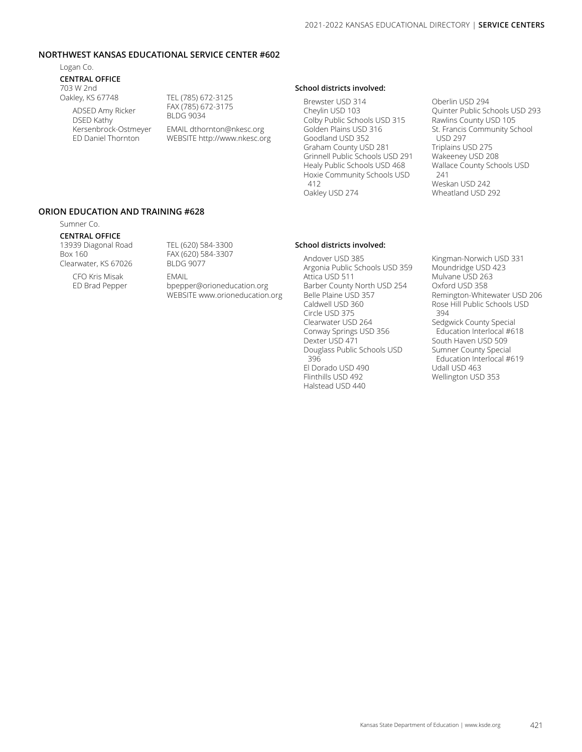## NORTHWEST KANSAS EDUCATIONAL SERVICE CENTER #602

Logan Co.

**CENTRAL OFFICE**

703 W 2nd
Oakley, KS 67748

TEL (785) 672-3125
FAX (785) 672-3175
BLDG 9034

ADSED Amy Ricker
DSED Kathy Kersenbrock-Ostmeyer
ED Daniel Thornton

EMAIL dthornton@nkesc.org
WEBSITE http://www.nkesc.org

**School districts involved:**

- Brewster USD 314
- Cheylin USD 103
- Colby Public Schools USD 315
- Golden Plains USD 316
- Goodland USD 352
- Graham County USD 281
- Grinnell Public Schools USD 291
- Healy Public Schools USD 468
- Hoxie Community Schools USD 412
- Oakley USD 274
- Oberlin USD 294
- Quinter Public Schools USD 293
- Rawlins County USD 105
- St. Francis Community School USD 297
- Triplains USD 275
- Wakeeney USD 208
- Wallace County Schools USD 241
- Weskan USD 242
- Wheatland USD 292

## ORION EDUCATION AND TRAINING #628

Sumner Co.

**CENTRAL OFFICE**

13939 Diagonal Road
Box 160
Clearwater, KS 67026

TEL (620) 584-3300
FAX (620) 584-3307
BLDG 9077

CFO Kris Misak
ED Brad Pepper

EMAIL bpepper@orioneducation.org
WEBSITE www.orioneducation.org

**School districts involved:**

- Andover USD 385
- Argonia Public Schools USD 359
- Attica USD 511
- Barber County North USD 254
- Belle Plaine USD 357
- Caldwell USD 360
- Circle USD 375
- Clearwater USD 264
- Conway Springs USD 356
- Dexter USD 471
- Douglass Public Schools USD 396
- El Dorado USD 490
- Flinthills USD 492
- Halstead USD 440
- Kingman-Norwich USD 331
- Moundridge USD 423
- Mulvane USD 263
- Oxford USD 358
- Remington-Whitewater USD 206
- Rose Hill Public Schools USD 394
- Sedgwick County Special Education Interlocal #618
- South Haven USD 509
- Sumner County Special Education Interlocal #619
- Udall USD 463
- Wellington USD 353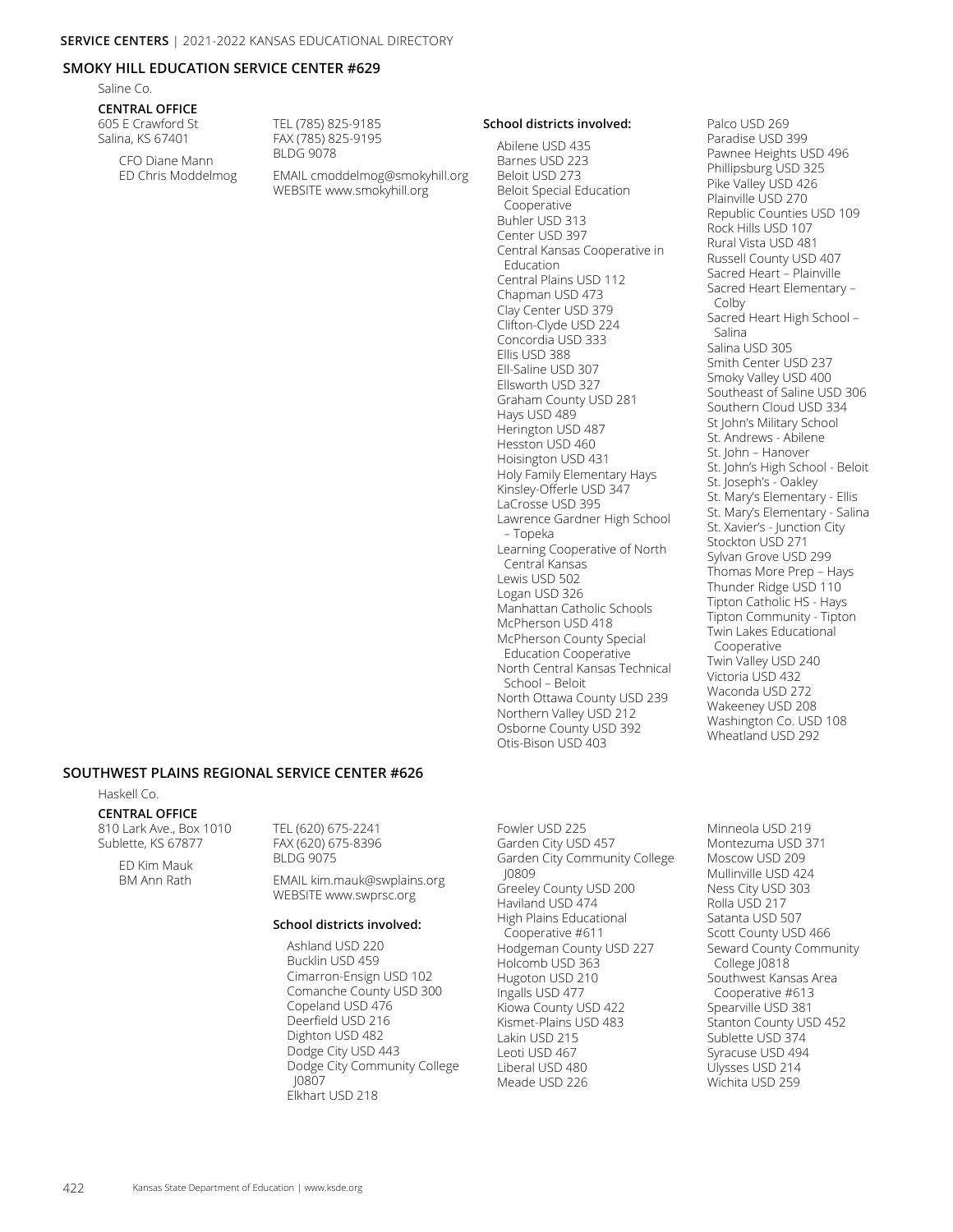## SMOKY HILL EDUCATION SERVICE CENTER #629

Saline Co.

**CENTRAL OFFICE**

605 E Crawford St
Salina, KS 67401

CFO Diane Mann
ED Chris Moddelmog

TEL (785) 825-9185
FAX (785) 825-9195
BLDG 9078

EMAIL cmoddelmog@smokyhill.org
WEBSITE www.smokyhill.org

**School districts involved:**

- Abilene USD 435
- Barnes USD 223
- Beloit USD 273
- Beloit Special Education Cooperative
- Buhler USD 313
- Center USD 397
- Central Kansas Cooperative in Education
- Central Plains USD 112
- Chapman USD 473
- Clay Center USD 379
- Clifton-Clyde USD 224
- Concordia USD 333
- Ellis USD 388
- Ell-Saline USD 307
- Ellsworth USD 327
- Graham County USD 281
- Hays USD 489
- Herington USD 487
- Hesston USD 460
- Hoisington USD 431
- Holy Family Elementary Hays
- Kinsley-Offerle USD 347
- LaCrosse USD 395
- Lawrence Gardner High School – Topeka
- Learning Cooperative of North Central Kansas
- Lewis USD 502
- Logan USD 326
- Manhattan Catholic Schools
- McPherson USD 418
- McPherson County Special Education Cooperative
- North Central Kansas Technical School – Beloit
- North Ottawa County USD 239
- Northern Valley USD 212
- Osborne County USD 392
- Otis-Bison USD 403
- Palco USD 269
- Paradise USD 399
- Pawnee Heights USD 496
- Phillipsburg USD 325
- Pike Valley USD 426
- Plainville USD 270
- Republic Counties USD 109
- Rock Hills USD 107
- Rural Vista USD 481
- Russell County USD 407
- Sacred Heart – Plainville
- Sacred Heart Elementary – Colby
- Sacred Heart High School – Salina
- Salina USD 305
- Smith Center USD 237
- Smoky Valley USD 400
- Southeast of Saline USD 306
- Southern Cloud USD 334
- St John's Military School
- St. Andrews - Abilene
- St. John – Hanover
- St. John's High School - Beloit
- St. Joseph's - Oakley
- St. Mary's Elementary - Ellis
- St. Mary's Elementary - Salina
- St. Xavier's - Junction City
- Stockton USD 271
- Sylvan Grove USD 299
- Thomas More Prep – Hays
- Thunder Ridge USD 110
- Tipton Catholic HS - Hays
- Tipton Community - Tipton
- Twin Lakes Educational Cooperative
- Twin Valley USD 240
- Victoria USD 432
- Waconda USD 272
- Wakeeney USD 208
- Washington Co. USD 108
- Wheatland USD 292

## SOUTHWEST PLAINS REGIONAL SERVICE CENTER #626

Haskell Co.

**CENTRAL OFFICE**

810 Lark Ave., Box 1010
Sublette, KS 67877

ED Kim Mauk
BM Ann Rath

TEL (620) 675-2241
FAX (620) 675-8396
BLDG 9075

EMAIL kim.mauk@swplains.org
WEBSITE www.swprsc.org

**School districts involved:**

- Ashland USD 220
- Bucklin USD 459
- Cimarron-Ensign USD 102
- Comanche County USD 300
- Copeland USD 476
- Deerfield USD 216
- Dighton USD 482
- Dodge City USD 443
- Dodge City Community College J0807
- Elkhart USD 218
- Fowler USD 225
- Garden City USD 457
- Garden City Community College J0809
- Greeley County USD 200
- Haviland USD 474
- High Plains Educational Cooperative #611
- Hodgeman County USD 227
- Holcomb USD 363
- Hugoton USD 210
- Ingalls USD 477
- Kiowa County USD 422
- Kismet-Plains USD 483
- Lakin USD 215
- Leoti USD 467
- Liberal USD 480
- Meade USD 226
- Minneola USD 219
- Montezuma USD 371
- Moscow USD 209
- Mullinville USD 424
- Ness City USD 303
- Rolla USD 217
- Satanta USD 507
- Scott County USD 466
- Seward County Community College J0818
- Southwest Kansas Area Cooperative #613
- Spearville USD 381
- Stanton County USD 452
- Sublette USD 374
- Syracuse USD 494
- Ulysses USD 214
- Wichita USD 259